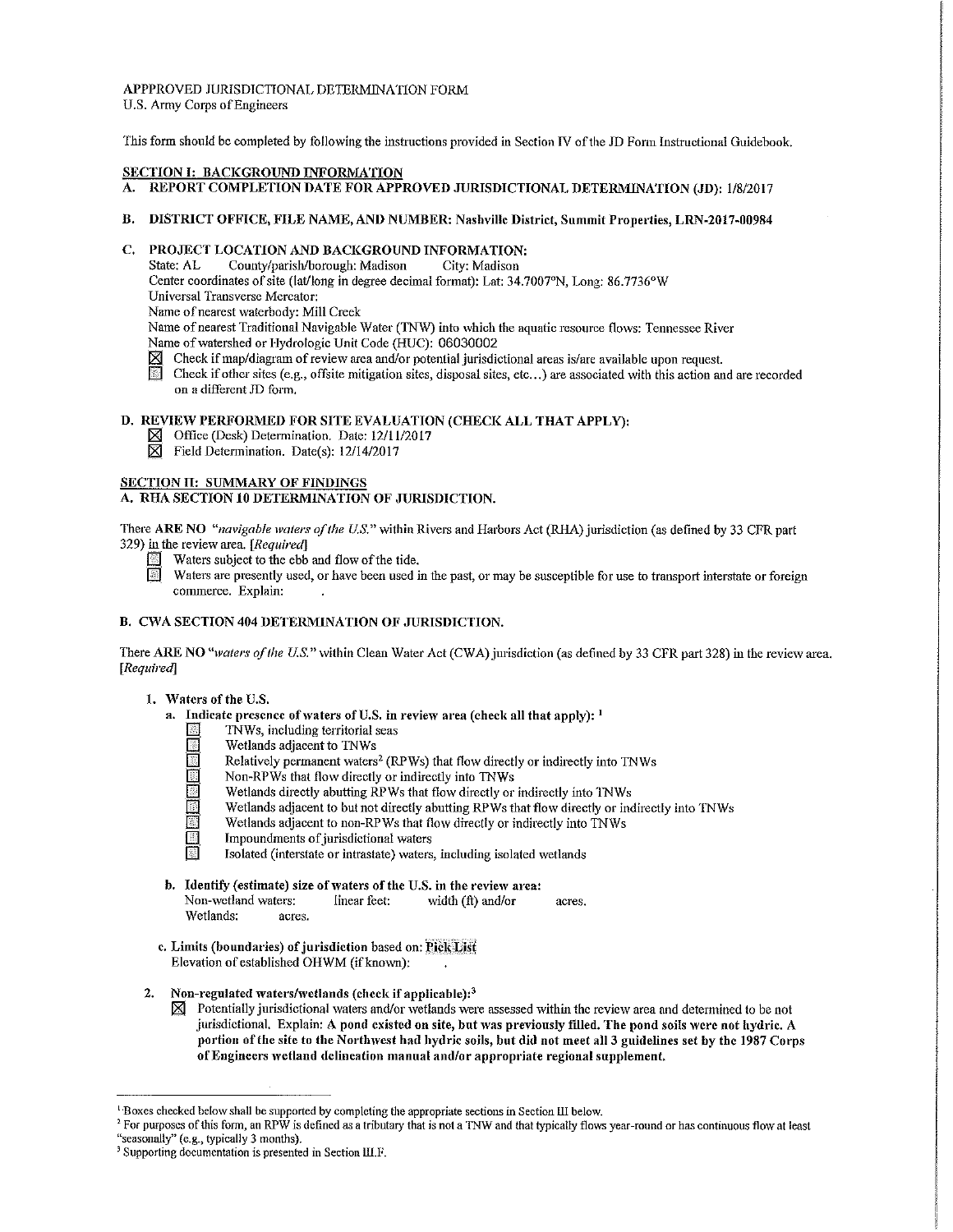APPPROVED JURISDICTIONAL DETERMINATION FORM
U.S. Army Corps of Engineers

This form should be completed by following the instructions provided in Section IV of the JD Form Instructional Guidebook.

## SECTION I: BACKGROUND INFORMATION

**A. REPORT COMPLETION DATE FOR APPROVED JURISDICTIONAL DETERMINATION (JD): 1/8/2017**

**B. DISTRICT OFFICE, FILE NAME, AND NUMBER: Nashville District, Summit Properties, LRN-2017-00984**

**C. PROJECT LOCATION AND BACKGROUND INFORMATION:**

State: AL County/parish/borough: Madison City: Madison
Center coordinates of site (lat/long in degree decimal format): Lat: 34.7007°N, Long: 86.7736°W
Universal Transverse Mercator:
Name of nearest waterbody: Mill Creek
Name of nearest Traditional Navigable Water (TNW) into which the aquatic resource flows: Tennessee River
Name of watershed or Hydrologic Unit Code (HUC): 06030002

- ☒ Check if map/diagram of review area and/or potential jurisdictional areas is/are available upon request.
- ☐ Check if other sites (e.g., offsite mitigation sites, disposal sites, etc...) are associated with this action and are recorded on a different JD form.

**D. REVIEW PERFORMED FOR SITE EVALUATION (CHECK ALL THAT APPLY):**

- ☒ Office (Desk) Determination. Date: 12/11/2017
- ☒ Field Determination. Date(s): 12/14/2017

## SECTION II: SUMMARY OF FINDINGS

**A. RHA SECTION 10 DETERMINATION OF JURISDICTION.**

There **ARE NO** *"navigable waters of the U.S."* within Rivers and Harbors Act (RHA) jurisdiction (as defined by 33 CFR part 329) in the review area. *[Required]*

- ☐ Waters subject to the ebb and flow of the tide.
- ☐ Waters are presently used, or have been used in the past, or may be susceptible for use to transport interstate or foreign commerce. Explain: .

**B. CWA SECTION 404 DETERMINATION OF JURISDICTION.**

There **ARE NO** *"waters of the U.S."* within Clean Water Act (CWA) jurisdiction (as defined by 33 CFR part 328) in the review area. *[Required]*

**1. Waters of the U.S.**

**a. Indicate presence of waters of U.S. in review area (check all that apply):** [1]

- ☐ TNWs, including territorial seas
- ☐ Wetlands adjacent to TNWs
- ☐ Relatively permanent waters[2] (RPWs) that flow directly or indirectly into TNWs
- ☐ Non-RPWs that flow directly or indirectly into TNWs
- ☐ Wetlands directly abutting RPWs that flow directly or indirectly into TNWs
- ☐ Wetlands adjacent to but not directly abutting RPWs that flow directly or indirectly into TNWs
- ☐ Wetlands adjacent to non-RPWs that flow directly or indirectly into TNWs
- ☐ Impoundments of jurisdictional waters
- ☐ Isolated (interstate or intrastate) waters, including isolated wetlands

**b. Identify (estimate) size of waters of the U.S. in the review area:**

Non-wetland waters: linear feet: width (ft) and/or acres.
Wetlands: acres.

**c. Limits (boundaries) of jurisdiction** based on: **Pick List**
Elevation of established OHWM (if known): .

**2. Non-regulated waters/wetlands (check if applicable):**[3]

- ☒ Potentially jurisdictional waters and/or wetlands were assessed within the review area and determined to be not jurisdictional. Explain: **A pond existed on site, but was previously filled. The pond soils were not hydric. A portion of the site to the Northwest had hydric soils, but did not meet all 3 guidelines set by the 1987 Corps of Engineers wetland delineation manual and/or appropriate regional supplement.**

---

[1] Boxes checked below shall be supported by completing the appropriate sections in Section III below.
[2] For purposes of this form, an RPW is defined as a tributary that is not a TNW and that typically flows year-round or has continuous flow at least "seasonally" (e.g., typically 3 months).
[3] Supporting documentation is presented in Section III.F.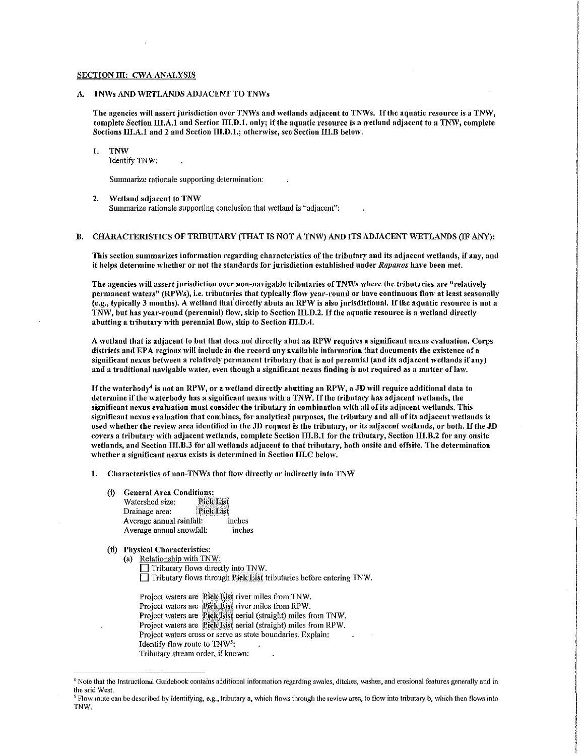## SECTION III: CWA ANALYSIS

### A. TNWs AND WETLANDS ADJACENT TO TNWs

**The agencies will assert jurisdiction over TNWs and wetlands adjacent to TNWs. If the aquatic resource is a TNW, complete Section III.A.1 and Section III.D.1. only; if the aquatic resource is a wetland adjacent to a TNW, complete Sections III.A.1 and 2 and Section III.D.1.; otherwise, see Section III.B below.**

1. **TNW**
   Identify TNW: .

   Summarize rationale supporting determination: .

2. **Wetland adjacent to TNW**
   Summarize rationale supporting conclusion that wetland is "adjacent": .

### B. CHARACTERISTICS OF TRIBUTARY (THAT IS NOT A TNW) AND ITS ADJACENT WETLANDS (IF ANY):

**This section summarizes information regarding characteristics of the tributary and its adjacent wetlands, if any, and it helps determine whether or not the standards for jurisdiction established under *Rapanos* have been met.**

**The agencies will assert jurisdiction over non-navigable tributaries of TNWs where the tributaries are "relatively permanent waters" (RPWs), i.e. tributaries that typically flow year-round or have continuous flow at least seasonally (e.g., typically 3 months). A wetland that directly abuts an RPW is also jurisdictional. If the aquatic resource is not a TNW, but has year-round (perennial) flow, skip to Section III.D.2. If the aquatic resource is a wetland directly abutting a tributary with perennial flow, skip to Section III.D.4.**

**A wetland that is adjacent to but that does not directly abut an RPW requires a significant nexus evaluation. Corps districts and EPA regions will include in the record any available information that documents the existence of a significant nexus between a relatively permanent tributary that is not perennial (and its adjacent wetlands if any) and a traditional navigable water, even though a significant nexus finding is not required as a matter of law.**

**If the waterbody[4] is not an RPW, or a wetland directly abutting an RPW, a JD will require additional data to determine if the waterbody has a significant nexus with a TNW. If the tributary has adjacent wetlands, the significant nexus evaluation must consider the tributary in combination with all of its adjacent wetlands. This significant nexus evaluation that combines, for analytical purposes, the tributary and all of its adjacent wetlands is used whether the review area identified in the JD request is the tributary, or its adjacent wetlands, or both. If the JD covers a tributary with adjacent wetlands, complete Section III.B.1 for the tributary, Section III.B.2 for any onsite wetlands, and Section III.B.3 for all wetlands adjacent to that tributary, both onsite and offsite. The determination whether a significant nexus exists is determined in Section III.C below.**

1. **Characteristics of non-TNWs that flow directly or indirectly into TNW**

   (i) **General Area Conditions:**
   Watershed size: Pick List
   Drainage area: Pick List
   Average annual rainfall: inches
   Average annual snowfall: inches

   (ii) **Physical Characteristics:**
   (a) Relationship with TNW:
   ☐ Tributary flows directly into TNW.
   ☐ Tributary flows through Pick List tributaries before entering TNW.

   Project waters are Pick List river miles from TNW.
   Project waters are Pick List river miles from RPW.
   Project waters are Pick List aerial (straight) miles from TNW.
   Project waters are Pick List aerial (straight) miles from RPW.
   Project waters cross or serve as state boundaries. Explain: .
   Identify flow route to TNW[5]: .
   Tributary stream order, if known: .

---

[4] Note that the Instructional Guidebook contains additional information regarding swales, ditches, washes, and erosional features generally and in the arid West.

[5] Flow route can be described by identifying, e.g., tributary a, which flows through the review area, to flow into tributary b, which then flows into TNW.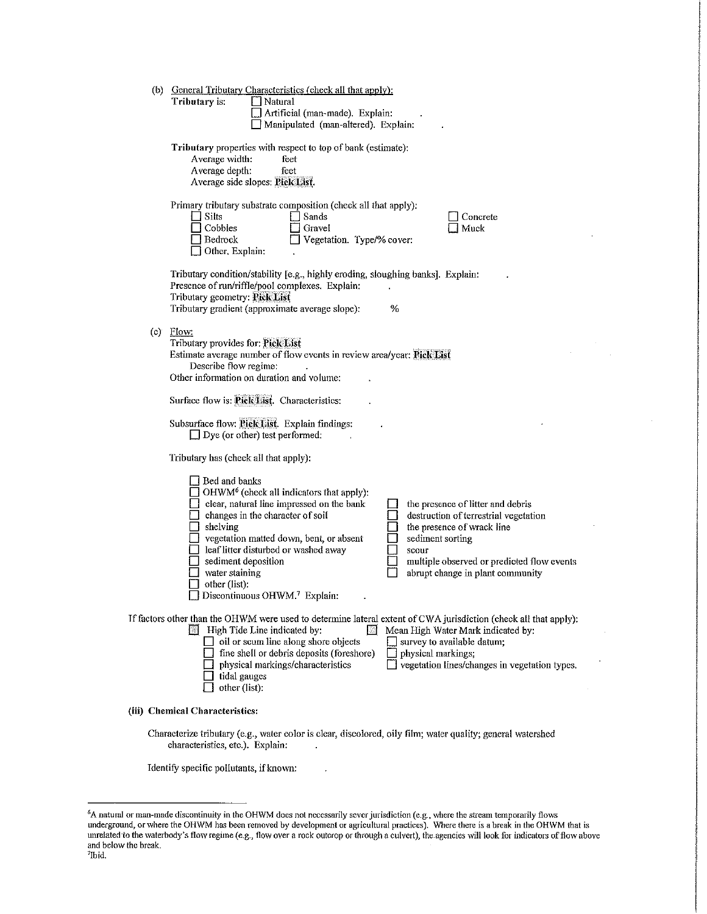(b) General Tributary Characteristics (check all that apply):

**Tributary** is: ☐ Natural
☐ Artificial (man-made). Explain: .
☐ Manipulated (man-altered). Explain: .

**Tributary** properties with respect to top of bank (estimate):
Average width: feet
Average depth: feet
Average side slopes: **Pick List**.

Primary tributary substrate composition (check all that apply):

☐ Silts ☐ Sands ☐ Concrete
☐ Cobbles ☐ Gravel ☐ Muck
☐ Bedrock ☐ Vegetation. Type/% cover:
☐ Other. Explain: .

Tributary condition/stability [e.g., highly eroding, sloughing banks]. Explain: .
Presence of run/riffle/pool complexes. Explain: .
Tributary geometry: **Pick List**
Tributary gradient (approximate average slope): %

(c) Flow:

Tributary provides for: **Pick List**
Estimate average number of flow events in review area/year: **Pick List**
Describe flow regime: .
Other information on duration and volume: .

Surface flow is: **Pick List**. Characteristics: .

Subsurface flow: **Pick List**. Explain findings: .
☐ Dye (or other) test performed: .

Tributary has (check all that apply):

☐ Bed and banks
☐ OHWM[6] (check all indicators that apply):
☐ clear, natural line impressed on the bank
☐ changes in the character of soil
☐ shelving
☐ vegetation matted down, bent, or absent
☐ leaf litter disturbed or washed away
☐ sediment deposition
☐ water staining
☐ other (list):
☐ the presence of litter and debris
☐ destruction of terrestrial vegetation
☐ the presence of wrack line
☐ sediment sorting
☐ scour
☐ multiple observed or predicted flow events
☐ abrupt change in plant community
☐ Discontinuous OHWM.[7] Explain: .

If factors other than the OHWM were used to determine lateral extent of CWA jurisdiction (check all that apply):

☐ High Tide Line indicated by:
☐ oil or scum line along shore objects
☐ fine shell or debris deposits (foreshore)
☐ physical markings/characteristics
☐ tidal gauges
☐ other (list):

☐ Mean High Water Mark indicated by:
☐ survey to available datum;
☐ physical markings;
☐ vegetation lines/changes in vegetation types.

**(iii) Chemical Characteristics:**

Characterize tributary (e.g., water color is clear, discolored, oily film; water quality; general watershed characteristics, etc.). Explain: .

Identify specific pollutants, if known: .

---

[6] A natural or man-made discontinuity in the OHWM does not necessarily sever jurisdiction (e.g., where the stream temporarily flows underground, or where the OHWM has been removed by development or agricultural practices). Where there is a break in the OHWM that is unrelated to the waterbody's flow regime (e.g., flow over a rock outcrop or through a culvert), the agencies will look for indicators of flow above and below the break.

[7] Ibid.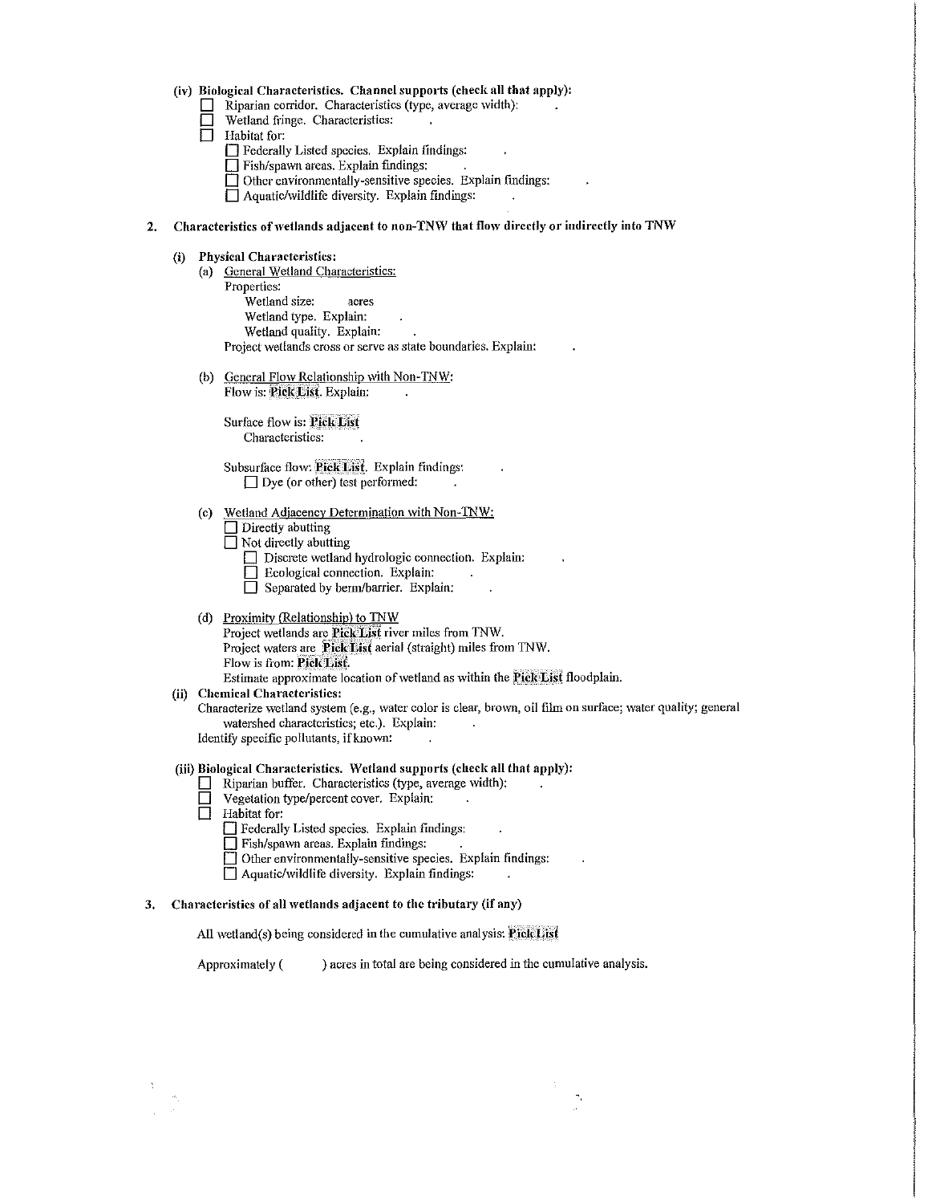**(iv) Biological Characteristics. Channel supports (check all that apply):**

- ☐ Riparian corridor. Characteristics (type, average width): .
- ☐ Wetland fringe. Characteristics: .
- ☐ Habitat for:
  - ☐ Federally Listed species. Explain findings: .
  - ☐ Fish/spawn areas. Explain findings: .
  - ☐ Other environmentally-sensitive species. Explain findings: .
  - ☐ Aquatic/wildlife diversity. Explain findings: .

**2. Characteristics of wetlands adjacent to non-TNW that flow directly or indirectly into TNW**

**(i) Physical Characteristics:**

(a) General Wetland Characteristics:

Properties:

Wetland size: acres

Wetland type. Explain: .

Wetland quality. Explain: .

Project wetlands cross or serve as state boundaries. Explain: .

(b) General Flow Relationship with Non-TNW:

Flow is: **Pick List**. Explain: .

Surface flow is: **Pick List**

Characteristics: .

Subsurface flow: **Pick List**. Explain findings: .

☐ Dye (or other) test performed: .

(c) Wetland Adjacency Determination with Non-TNW:

- ☐ Directly abutting
- ☐ Not directly abutting
  - ☐ Discrete wetland hydrologic connection. Explain: .
  - ☐ Ecological connection. Explain: .
  - ☐ Separated by berm/barrier. Explain: .

(d) Proximity (Relationship) to TNW

Project wetlands are **Pick List** river miles from TNW.

Project waters are **Pick List** aerial (straight) miles from TNW.

Flow is from: **Pick List**.

Estimate approximate location of wetland as within the **Pick List** floodplain.

**(ii) Chemical Characteristics:**

Characterize wetland system (e.g., water color is clear, brown, oil film on surface; water quality; general watershed characteristics; etc.). Explain: .

Identify specific pollutants, if known: .

**(iii) Biological Characteristics. Wetland supports (check all that apply):**

- ☐ Riparian buffer. Characteristics (type, average width): .
- ☐ Vegetation type/percent cover. Explain: .
- ☐ Habitat for:
  - ☐ Federally Listed species. Explain findings: .
  - ☐ Fish/spawn areas. Explain findings: .
  - ☐ Other environmentally-sensitive species. Explain findings: .
  - ☐ Aquatic/wildlife diversity. Explain findings: .

**3. Characteristics of all wetlands adjacent to the tributary (if any)**

All wetland(s) being considered in the cumulative analysis: **Pick List**

Approximately ( ) acres in total are being considered in the cumulative analysis.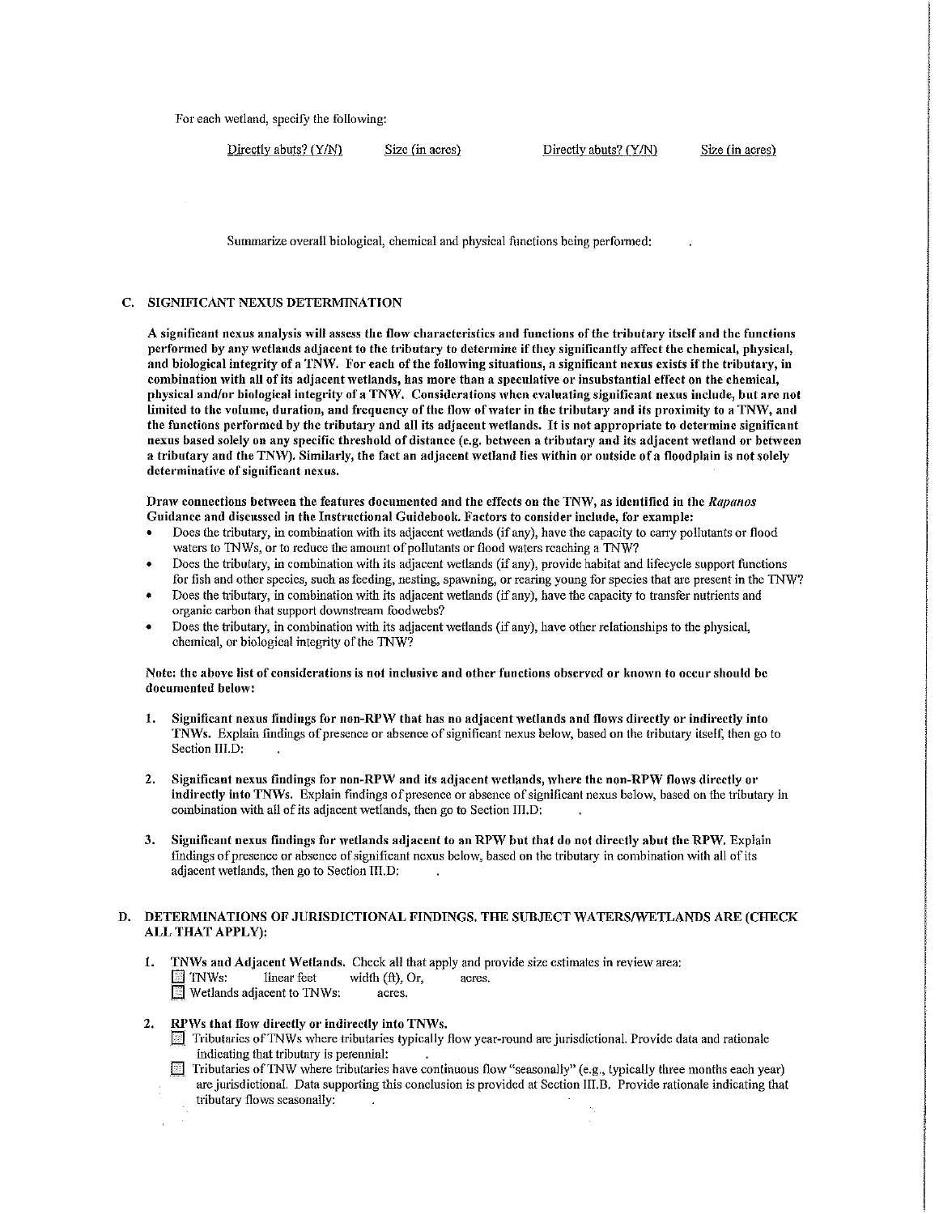For each wetland, specify the following:

| Directly abuts? (Y/N) | Size (in acres) | Directly abuts? (Y/N) | Size (in acres) |
|---|---|---|---|

Summarize overall biological, chemical and physical functions being performed: .

## C. SIGNIFICANT NEXUS DETERMINATION

**A significant nexus analysis will assess the flow characteristics and functions of the tributary itself and the functions performed by any wetlands adjacent to the tributary to determine if they significantly affect the chemical, physical, and biological integrity of a TNW. For each of the following situations, a significant nexus exists if the tributary, in combination with all of its adjacent wetlands, has more than a speculative or insubstantial effect on the chemical, physical and/or biological integrity of a TNW. Considerations when evaluating significant nexus include, but are not limited to the volume, duration, and frequency of the flow of water in the tributary and its proximity to a TNW, and the functions performed by the tributary and all its adjacent wetlands. It is not appropriate to determine significant nexus based solely on any specific threshold of distance (e.g. between a tributary and its adjacent wetland or between a tributary and the TNW). Similarly, the fact an adjacent wetland lies within or outside of a floodplain is not solely determinative of significant nexus.**

**Draw connections between the features documented and the effects on the TNW, as identified in the *Rapanos* Guidance and discussed in the Instructional Guidebook. Factors to consider include, for example:**

- Does the tributary, in combination with its adjacent wetlands (if any), have the capacity to carry pollutants or flood waters to TNWs, or to reduce the amount of pollutants or flood waters reaching a TNW?
- Does the tributary, in combination with its adjacent wetlands (if any), provide habitat and lifecycle support functions for fish and other species, such as feeding, nesting, spawning, or rearing young for species that are present in the TNW?
- Does the tributary, in combination with its adjacent wetlands (if any), have the capacity to transfer nutrients and organic carbon that support downstream foodwebs?
- Does the tributary, in combination with its adjacent wetlands (if any), have other relationships to the physical, chemical, or biological integrity of the TNW?

**Note: the above list of considerations is not inclusive and other functions observed or known to occur should be documented below:**

1. **Significant nexus findings for non-RPW that has no adjacent wetlands and flows directly or indirectly into TNWs.** Explain findings of presence or absence of significant nexus below, based on the tributary itself, then go to Section III.D: .

2. **Significant nexus findings for non-RPW and its adjacent wetlands, where the non-RPW flows directly or indirectly into TNWs.** Explain findings of presence or absence of significant nexus below, based on the tributary in combination with all of its adjacent wetlands, then go to Section III.D: .

3. **Significant nexus findings for wetlands adjacent to an RPW but that do not directly abut the RPW.** Explain findings of presence or absence of significant nexus below, based on the tributary in combination with all of its adjacent wetlands, then go to Section III.D: .

## D. DETERMINATIONS OF JURISDICTIONAL FINDINGS. THE SUBJECT WATERS/WETLANDS ARE (CHECK ALL THAT APPLY):

1. **TNWs and Adjacent Wetlands.** Check all that apply and provide size estimates in review area:
   - ☐ TNWs: linear feet width (ft), Or, acres.
   - ☐ Wetlands adjacent to TNWs: acres.

2. **RPWs that flow directly or indirectly into TNWs.**
   - ☐ Tributaries of TNWs where tributaries typically flow year-round are jurisdictional. Provide data and rationale indicating that tributary is perennial: .
   - ☐ Tributaries of TNW where tributaries have continuous flow "seasonally" (e.g., typically three months each year) are jurisdictional. Data supporting this conclusion is provided at Section III.B. Provide rationale indicating that tributary flows seasonally: .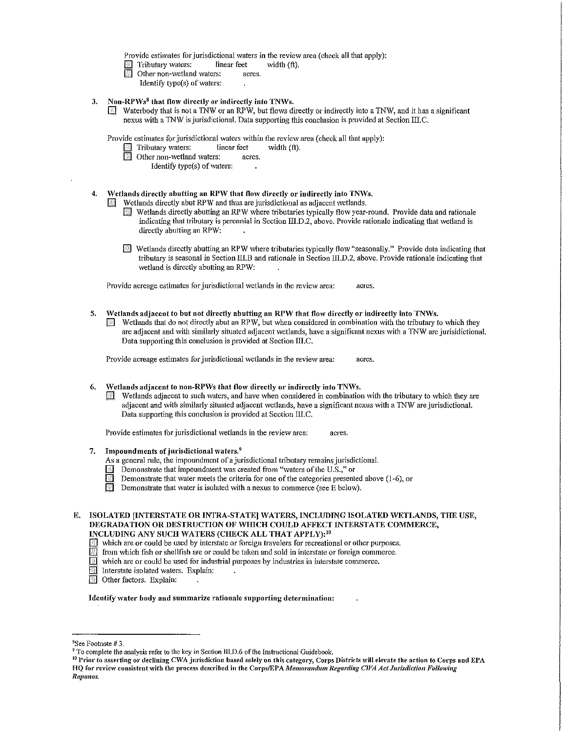Provide estimates for jurisdictional waters in the review area (check all that apply):

- ☐ Tributary waters: linear feet width (ft).
- ☐ Other non-wetland waters: acres.
  - Identify type(s) of waters: .

**3. Non-RPWs[8] that flow directly or indirectly into TNWs.**

- ☐ Waterbody that is not a TNW or an RPW, but flows directly or indirectly into a TNW, and it has a significant nexus with a TNW is jurisdictional. Data supporting this conclusion is provided at Section III.C.

Provide estimates for jurisdictional waters within the review area (check all that apply):

- ☐ Tributary waters: linear feet width (ft).
- ☐ Other non-wetland waters: acres.
  - Identify type(s) of waters: .

**4. Wetlands directly abutting an RPW that flow directly or indirectly into TNWs.**

- ☐ Wetlands directly abut RPW and thus are jurisdictional as adjacent wetlands.
  - ☐ Wetlands directly abutting an RPW where tributaries typically flow year-round. Provide data and rationale indicating that tributary is perennial in Section III.D.2, above. Provide rationale indicating that wetland is directly abutting an RPW: .
  - ☐ Wetlands directly abutting an RPW where tributaries typically flow "seasonally." Provide data indicating that tributary is seasonal in Section III.B and rationale in Section III.D.2, above. Provide rationale indicating that wetland is directly abutting an RPW: .

Provide acreage estimates for jurisdictional wetlands in the review area: acres.

**5. Wetlands adjacent to but not directly abutting an RPW that flow directly or indirectly into TNWs.**

- ☐ Wetlands that do not directly abut an RPW, but when considered in combination with the tributary to which they are adjacent and with similarly situated adjacent wetlands, have a significant nexus with a TNW are jurisidictional. Data supporting this conclusion is provided at Section III.C.

Provide acreage estimates for jurisdictional wetlands in the review area: acres.

**6. Wetlands adjacent to non-RPWs that flow directly or indirectly into TNWs.**

- ☐ Wetlands adjacent to such waters, and have when considered in combination with the tributary to which they are adjacent and with similarly situated adjacent wetlands, have a significant nexus with a TNW are jurisdictional. Data supporting this conclusion is provided at Section III.C.

Provide estimates for jurisdictional wetlands in the review area: acres.

**7. Impoundments of jurisdictional waters.[9]**

As a general rule, the impoundment of a jurisdictional tributary remains jurisdictional.

- ☐ Demonstrate that impoundment was created from "waters of the U.S.," or
- ☐ Demonstrate that water meets the criteria for one of the categories presented above (1-6), or
- ☐ Demonstrate that water is isolated with a nexus to commerce (see E below).

**E. ISOLATED [INTERSTATE OR INTRA-STATE] WATERS, INCLUDING ISOLATED WETLANDS, THE USE, DEGRADATION OR DESTRUCTION OF WHICH COULD AFFECT INTERSTATE COMMERCE, INCLUDING ANY SUCH WATERS (CHECK ALL THAT APPLY):[10]**

- ☐ which are or could be used by interstate or foreign travelers for recreational or other purposes.
- ☐ from which fish or shellfish are or could be taken and sold in interstate or foreign commerce.
- ☐ which are or could be used for industrial purposes by industries in interstate commerce.
- ☐ Interstate isolated waters. Explain: .
- ☐ Other factors. Explain: .

**Identify water body and summarize rationale supporting determination:** .

---

[8] See Footnote # 3.

[9] To complete the analysis refer to the key in Section III.D.6 of the Instructional Guidebook.

[10] **Prior to asserting or declining CWA jurisdiction based solely on this category, Corps Districts will elevate the action to Corps and EPA HQ for review consistent with the process described in the Corps/EPA *Memorandum Regarding CWA Act Jurisdiction Following Rapanos.***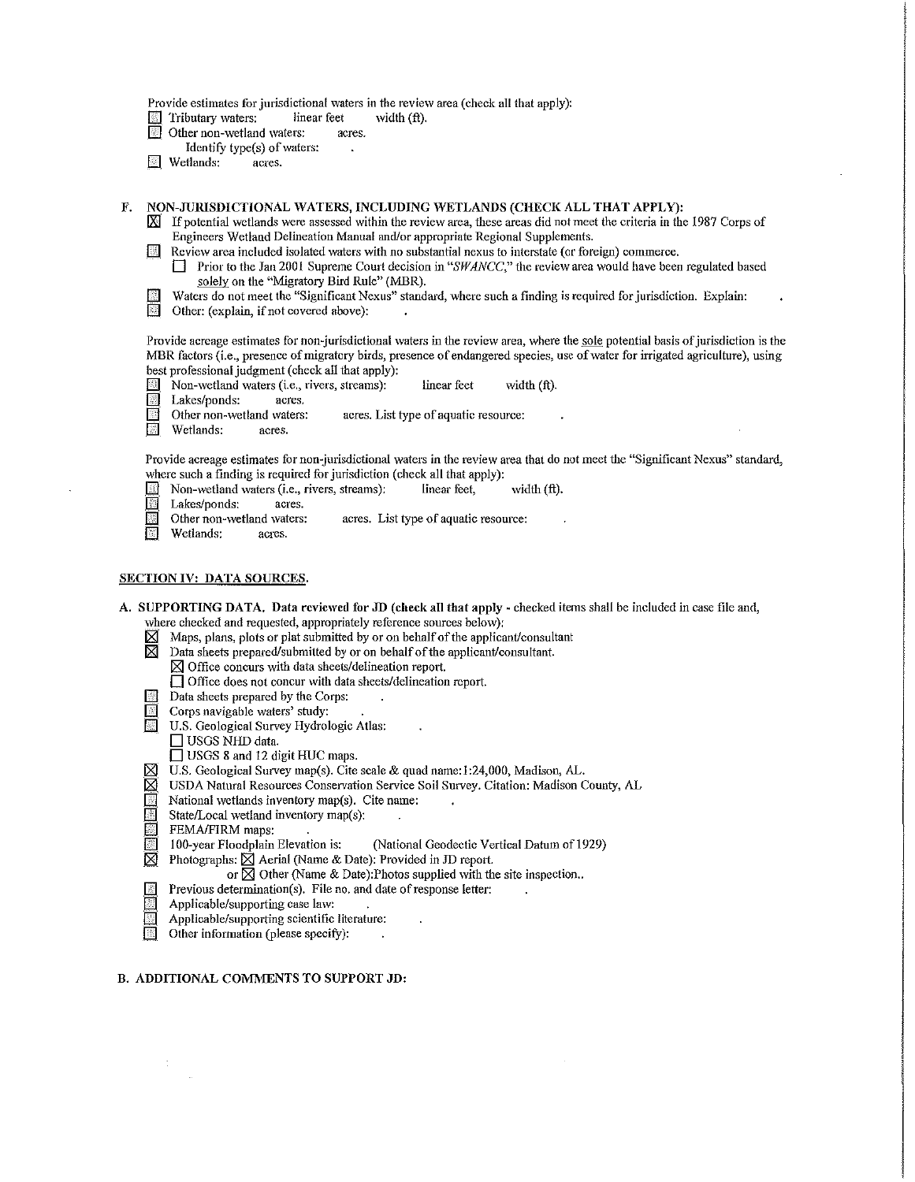Provide estimates for jurisdictional waters in the review area (check all that apply):
- ☐ Tributary waters: linear feet width (ft).
- ☐ Other non-wetland waters: acres.
  - Identify type(s) of waters: .
- ☐ Wetlands: acres.

**F. NON-JURISDICTIONAL WATERS, INCLUDING WETLANDS (CHECK ALL THAT APPLY):**

- ☒ If potential wetlands were assessed within the review area, these areas did not meet the criteria in the 1987 Corps of Engineers Wetland Delineation Manual and/or appropriate Regional Supplements.
- ☐ Review area included isolated waters with no substantial nexus to interstate (or foreign) commerce.
  - ☐ Prior to the Jan 2001 Supreme Court decision in "*SWANCC*," the review area would have been regulated based solely on the "Migratory Bird Rule" (MBR).
- ☐ Waters do not meet the "Significant Nexus" standard, where such a finding is required for jurisdiction. Explain: .
- ☐ Other: (explain, if not covered above): .

Provide acreage estimates for non-jurisdictional waters in the review area, where the sole potential basis of jurisdiction is the MBR factors (i.e., presence of migratory birds, presence of endangered species, use of water for irrigated agriculture), using best professional judgment (check all that apply):
- ☐ Non-wetland waters (i.e., rivers, streams): linear feet width (ft).
- ☐ Lakes/ponds: acres.
- ☐ Other non-wetland waters: acres. List type of aquatic resource: .
- ☐ Wetlands: acres.

Provide acreage estimates for non-jurisdictional waters in the review area that do not meet the "Significant Nexus" standard, where such a finding is required for jurisdiction (check all that apply):
- ☐ Non-wetland waters (i.e., rivers, streams): linear feet, width (ft).
- ☐ Lakes/ponds: acres.
- ☐ Other non-wetland waters: acres. List type of aquatic resource: .
- ☐ Wetlands: acres.

## SECTION IV: DATA SOURCES.

**A. SUPPORTING DATA. Data reviewed for JD (check all that apply** - checked items shall be included in case file and, where checked and requested, appropriately reference sources below):
- ☒ Maps, plans, plots or plat submitted by or on behalf of the applicant/consultant
- ☒ Data sheets prepared/submitted by or on behalf of the applicant/consultant.
  - ☒ Office concurs with data sheets/delineation report.
  - ☐ Office does not concur with data sheets/delineation report.
- ☐ Data sheets prepared by the Corps: .
- ☐ Corps navigable waters' study: .
- ☐ U.S. Geological Survey Hydrologic Atlas: .
  - ☐ USGS NHD data.
  - ☐ USGS 8 and 12 digit HUC maps.
- ☒ U.S. Geological Survey map(s). Cite scale & quad name: 1:24,000, Madison, AL.
- ☒ USDA Natural Resources Conservation Service Soil Survey. Citation: Madison County, AL
- ☐ National wetlands inventory map(s). Cite name: .
- ☐ State/Local wetland inventory map(s): .
- ☐ FEMA/FIRM maps: .
- ☐ 100-year Floodplain Elevation is: (National Geodectic Vertical Datum of 1929)
- ☒ Photographs: ☒ Aerial (Name & Date): Provided in JD report.
  - or ☒ Other (Name & Date): Photos supplied with the site inspection..
- ☐ Previous determination(s). File no. and date of response letter: .
- ☐ Applicable/supporting case law: .
- ☐ Applicable/supporting scientific literature: .
- ☐ Other information (please specify): .

**B. ADDITIONAL COMMENTS TO SUPPORT JD:**